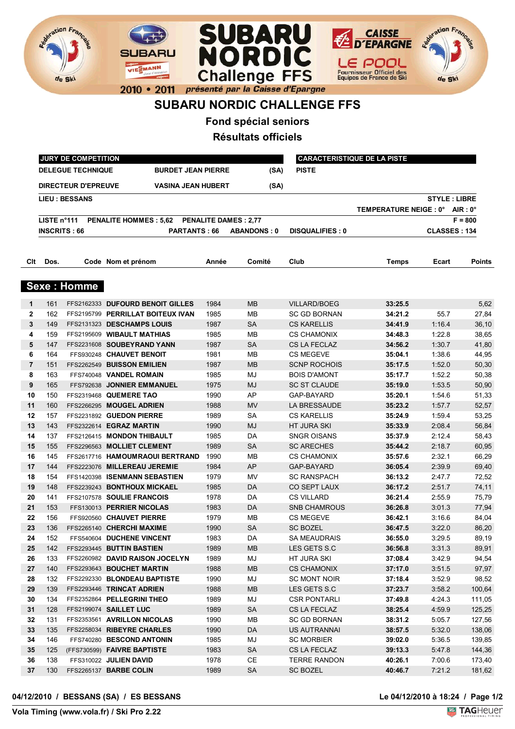# SUBARU NORDIC CHALLENGE FFS

## Fond spécial seniors

## Résultats officiels

| JURY DE COMPETITION | | | CARACTERISTIQUE DE LA PISTE |
|---|---|---|---|
| DELEGUE TECHNIQUE | BURDET JEAN PIERRE | (SA) | PISTE |
| DIRECTEUR D'EPREUVE | VASINA JEAN HUBERT | (SA) | |

LIEU : BESSANS — STYLE : LIBRE

TEMPERATURE NEIGE : 0° AIR : 0°

LISTE n°111 PENALITE HOMMES : 5,62 PENALITE DAMES : 2,77 — F = 800

INSCRITS : 66 PARTANTS : 66 ABANDONS : 0 DISQUALIFIES : 0 CLASSES : 134

### Sexe : Homme

| Clt | Dos. | Code | Nom et prénom | Année | Comité | Club | Temps | Ecart | Points |
|---|---|---|---|---|---|---|---|---|---|
| 1 | 161 | FFS2162333 | DUFOURD BENOIT GILLES | 1984 | MB | VILLARD/BOEG | 33:25.5 | | 5,62 |
| 2 | 162 | FFS2195799 | PERRILLAT BOITEUX IVAN | 1985 | MB | SC GD BORNAN | 34:21.2 | 55.7 | 27,84 |
| 3 | 149 | FFS2131323 | DESCHAMPS LOUIS | 1987 | SA | CS KARELLIS | 34:41.9 | 1:16.4 | 36,10 |
| 4 | 159 | FFS2195609 | WIBAULT MATHIAS | 1985 | MB | CS CHAMONIX | 34:48.3 | 1:22.8 | 38,65 |
| 5 | 147 | FFS2231608 | SOUBEYRAND YANN | 1987 | SA | CS LA FECLAZ | 34:56.2 | 1:30.7 | 41,80 |
| 6 | 164 | FFS930248 | CHAUVET BENOIT | 1981 | MB | CS MEGEVE | 35:04.1 | 1:38.6 | 44,95 |
| 7 | 151 | FFS2262549 | BUISSON EMILIEN | 1987 | MB | SCNP ROCHOIS | 35:17.5 | 1:52.0 | 50,30 |
| 8 | 163 | FFS740048 | VANDEL ROMAIN | 1985 | MJ | BOIS D'AMONT | 35:17.7 | 1:52.2 | 50,38 |
| 9 | 165 | FFS792638 | JONNIER EMMANUEL | 1975 | MJ | SC ST CLAUDE | 35:19.0 | 1:53.5 | 50,90 |
| 10 | 150 | FFS2319468 | QUEMERE TAO | 1990 | AP | GAP-BAYARD | 35:20.1 | 1:54.6 | 51,33 |
| 11 | 160 | FFS2266295 | MOUGEL ADRIEN | 1988 | MV | LA BRESSAUDE | 35:23.2 | 1:57.7 | 52,57 |
| 12 | 157 | FFS2231892 | GUEDON PIERRE | 1989 | SA | CS KARELLIS | 35:24.9 | 1:59.4 | 53,25 |
| 13 | 143 | FFS2322614 | EGRAZ MARTIN | 1990 | MJ | HT JURA SKI | 35:33.9 | 2:08.4 | 56,84 |
| 14 | 137 | FFS2126415 | MONDON THIBAULT | 1985 | DA | SNGR OISANS | 35:37.9 | 2:12.4 | 58,43 |
| 15 | 155 | FFS2296563 | MOLLIET CLEMENT | 1989 | SA | SC ARECHES | 35:44.2 | 2:18.7 | 60,95 |
| 16 | 145 | FFS2617716 | HAMOUMRAOUI BERTRAND | 1990 | MB | CS CHAMONIX | 35:57.6 | 2:32.1 | 66,29 |
| 17 | 144 | FFS2223076 | MILLEREAU JEREMIE | 1984 | AP | GAP-BAYARD | 36:05.4 | 2:39.9 | 69,40 |
| 18 | 154 | FFS1420398 | ISENMANN SEBASTIEN | 1979 | MV | SC RANSPACH | 36:13.2 | 2:47.7 | 72,52 |
| 19 | 148 | FFS2239243 | BONTHOUX MICKAEL | 1985 | DA | CO SEPT LAUX | 36:17.2 | 2:51.7 | 74,11 |
| 20 | 141 | FFS2107578 | SOULIE FRANCOIS | 1978 | DA | CS VILLARD | 36:21.4 | 2:55.9 | 75,79 |
| 21 | 153 | FFS130013 | PERRIER NICOLAS | 1983 | DA | SNB CHAMROUS | 36:26.8 | 3:01.3 | 77,94 |
| 22 | 156 | FFS920560 | CHAUVET PIERRE | 1979 | MB | CS MEGEVE | 36:42.1 | 3:16.6 | 84,04 |
| 23 | 136 | FFS2265140 | CHERCHI MAXIME | 1990 | SA | SC BOZEL | 36:47.5 | 3:22.0 | 86,20 |
| 24 | 152 | FFS540604 | DUCHENE VINCENT | 1983 | DA | SA MEAUDRAIS | 36:55.0 | 3:29.5 | 89,19 |
| 25 | 142 | FFS2293445 | BUTTIN BASTIEN | 1989 | MB | LES GETS S.C | 36:56.8 | 3:31.3 | 89,91 |
| 26 | 133 | FFS2260982 | DAVID RAISON JOCELYN | 1989 | MJ | HT JURA SKI | 37:08.4 | 3:42.9 | 94,54 |
| 27 | 140 | FFS2293643 | BOUCHET MARTIN | 1988 | MB | CS CHAMONIX | 37:17.0 | 3:51.5 | 97,97 |
| 28 | 132 | FFS2292330 | BLONDEAU BAPTISTE | 1990 | MJ | SC MONT NOIR | 37:18.4 | 3:52.9 | 98,52 |
| 29 | 139 | FFS2293446 | TRINCAT ADRIEN | 1988 | MB | LES GETS S.C | 37:23.7 | 3:58.2 | 100,64 |
| 30 | 134 | FFS2352864 | PELLEGRINI THEO | 1989 | MJ | CSR PONTARLI | 37:49.8 | 4:24.3 | 111,05 |
| 31 | 128 | FFS2199074 | SAILLET LUC | 1989 | SA | CS LA FECLAZ | 38:25.4 | 4:59.9 | 125,25 |
| 32 | 131 | FFS2353561 | AVRILLON NICOLAS | 1990 | MB | SC GD BORNAN | 38:31.2 | 5:05.7 | 127,56 |
| 33 | 135 | FFS2258034 | RIBEYRE CHARLES | 1990 | DA | US AUTRANNAI | 38:57.5 | 5:32.0 | 138,06 |
| 34 | 146 | FFS740280 | BESCOND ANTONIN | 1985 | MJ | SC MORBIER | 39:02.0 | 5:36.5 | 139,85 |
| 35 | 125 | (FFS730599) | FAIVRE BAPTISTE | 1983 | SA | CS LA FECLAZ | 39:13.3 | 5:47.8 | 144,36 |
| 36 | 138 | FFS310022 | JULIEN DAVID | 1978 | CE | TERRE RANDON | 40:26.1 | 7:00.6 | 173,40 |
| 37 | 130 | FFS2265137 | BARBE COLIN | 1989 | SA | SC BOZEL | 40:46.7 | 7:21.2 | 181,62 |

04/12/2010 / BESSANS (SA) / ES BESSANS — Le 04/12/2010 à 18:24

Vola Timing (www.vola.fr) / Ski Pro 2.22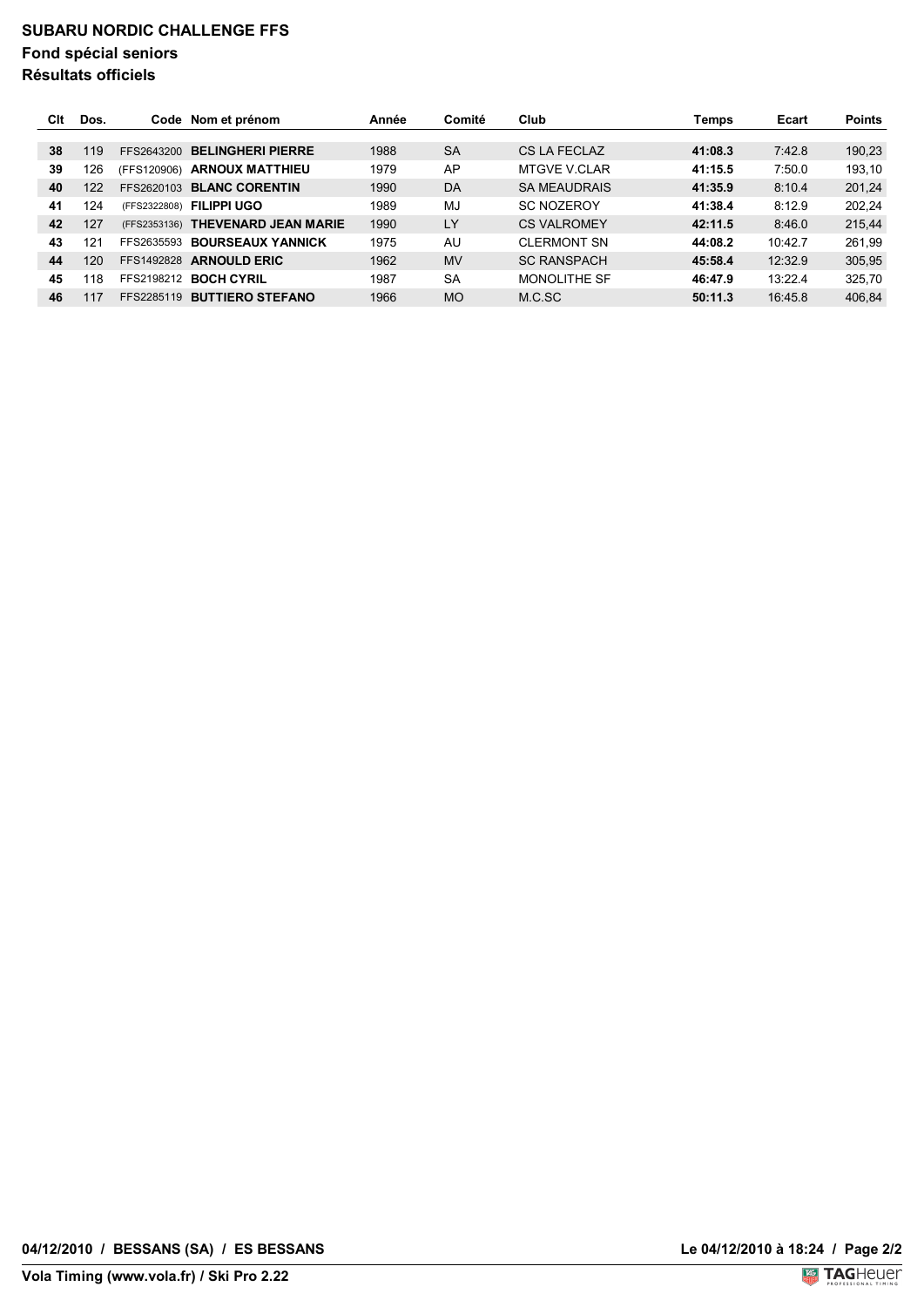**SUBARU NORDIC CHALLENGE FFS**

**Fond spécial seniors**

**Résultats officiels**

| Clt | Dos. | Code | Nom et prénom | Année | Comité | Club | Temps | Ecart | Points |
|---|---|---|---|---|---|---|---|---|---|
| **38** | 119 | FFS2643200 | **BELINGHERI PIERRE** | 1988 | SA | CS LA FECLAZ | **41:08.3** | 7:42.8 | 190,23 |
| **39** | 126 | (FFS120906) | **ARNOUX MATTHIEU** | 1979 | AP | MTGVE V.CLAR | **41:15.5** | 7:50.0 | 193,10 |
| **40** | 122 | FFS2620103 | **BLANC CORENTIN** | 1990 | DA | SA MEAUDRAIS | **41:35.9** | 8:10.4 | 201,24 |
| **41** | 124 | (FFS2322808) | **FILIPPI UGO** | 1989 | MJ | SC NOZEROY | **41:38.4** | 8:12.9 | 202,24 |
| **42** | 127 | (FFS2353136) | **THEVENARD JEAN MARIE** | 1990 | LY | CS VALROMEY | **42:11.5** | 8:46.0 | 215,44 |
| **43** | 121 | FFS2635593 | **BOURSEAUX YANNICK** | 1975 | AU | CLERMONT SN | **44:08.2** | 10:42.7 | 261,99 |
| **44** | 120 | FFS1492828 | **ARNOULD ERIC** | 1962 | MV | SC RANSPACH | **45:58.4** | 12:32.9 | 305,95 |
| **45** | 118 | FFS2198212 | **BOCH CYRIL** | 1987 | SA | MONOLITHE SF | **46:47.9** | 13:22.4 | 325,70 |
| **46** | 117 | FFS2285119 | **BUTTIERO STEFANO** | 1966 | MO | M.C.SC | **50:11.3** | 16:45.8 | 406,84 |

**04/12/2010 / BESSANS (SA) / ES BESSANS**

**Le 04/12/2010 à 18:24**

**Vola Timing (www.vola.fr) / Ski Pro 2.22**